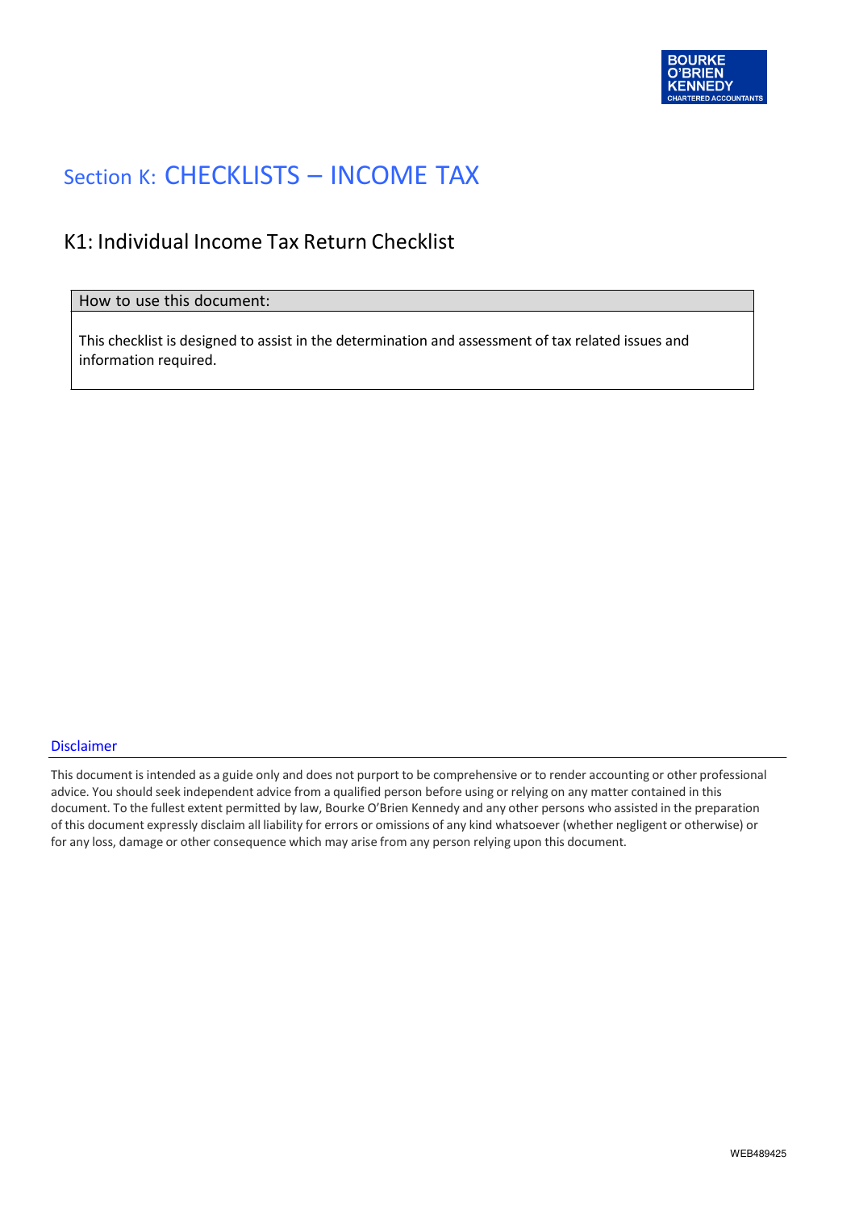BOURKE
O'BRIEN
KENNEDY
CHARTERED ACCOUNTANTS

# Section K: CHECKLISTS – INCOME TAX

## K1: Individual Income Tax Return Checklist

| How to use this document: |
| --- |
| This checklist is designed to assist in the determination and assessment of tax related issues and information required. |

### Disclaimer

This document is intended as a guide only and does not purport to be comprehensive or to render accounting or other professional advice. You should seek independent advice from a qualified person before using or relying on any matter contained in this document. To the fullest extent permitted by law, Bourke O'Brien Kennedy and any other persons who assisted in the preparation of this document expressly disclaim all liability for errors or omissions of any kind whatsoever (whether negligent or otherwise) or for any loss, damage or other consequence which may arise from any person relying upon this document.

WEB489425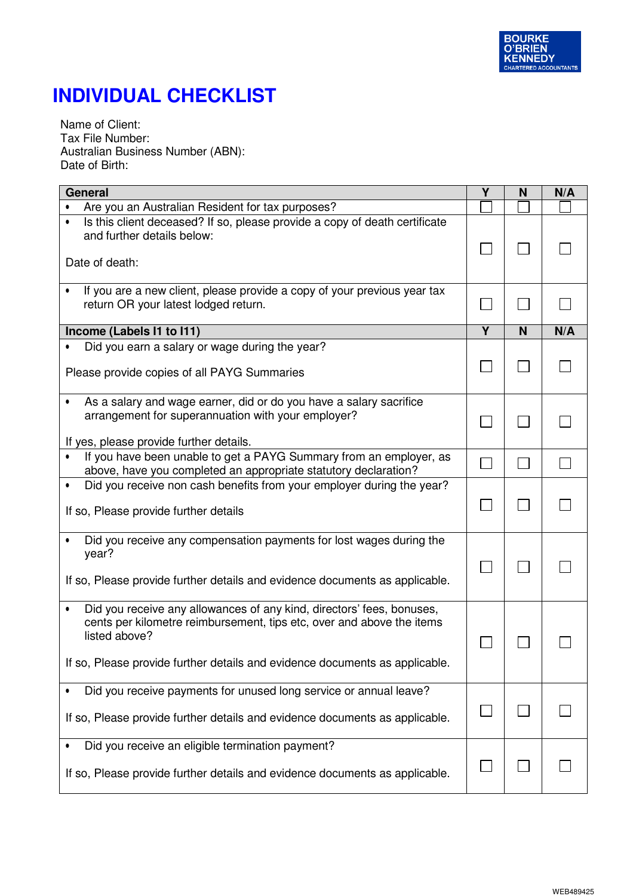BOURKE O'BRIEN KENNEDY CHARTERED ACCOUNTANTS

# INDIVIDUAL CHECKLIST

Name of Client:
Tax File Number:
Australian Business Number (ABN):
Date of Birth:

| General | Y | N | N/A |
|---|---|---|---|
| • Are you an Australian Resident for tax purposes? | ☐ | ☐ | ☐ |
| • Is this client deceased? If so, please provide a copy of death certificate and further details below:<br><br>Date of death: | ☐ | ☐ | ☐ |
| • If you are a new client, please provide a copy of your previous year tax return OR your latest lodged return. | ☐ | ☐ | ☐ |
| **Income (Labels I1 to I11)** | **Y** | **N** | **N/A** |
| • Did you earn a salary or wage during the year?<br><br>Please provide copies of all PAYG Summaries | ☐ | ☐ | ☐ |
| • As a salary and wage earner, did or do you have a salary sacrifice arrangement for superannuation with your employer?<br><br>If yes, please provide further details. | ☐ | ☐ | ☐ |
| • If you have been unable to get a PAYG Summary from an employer, as above, have you completed an appropriate statutory declaration? | ☐ | ☐ | ☐ |
| • Did you receive non cash benefits from your employer during the year?<br><br>If so, Please provide further details | ☐ | ☐ | ☐ |
| • Did you receive any compensation payments for lost wages during the year?<br><br>If so, Please provide further details and evidence documents as applicable. | ☐ | ☐ | ☐ |
| • Did you receive any allowances of any kind, directors' fees, bonuses, cents per kilometre reimbursement, tips etc, over and above the items listed above?<br><br>If so, Please provide further details and evidence documents as applicable. | ☐ | ☐ | ☐ |
| • Did you receive payments for unused long service or annual leave?<br><br>If so, Please provide further details and evidence documents as applicable. | ☐ | ☐ | ☐ |
| • Did you receive an eligible termination payment?<br><br>If so, Please provide further details and evidence documents as applicable. | ☐ | ☐ | ☐ |

WEB489425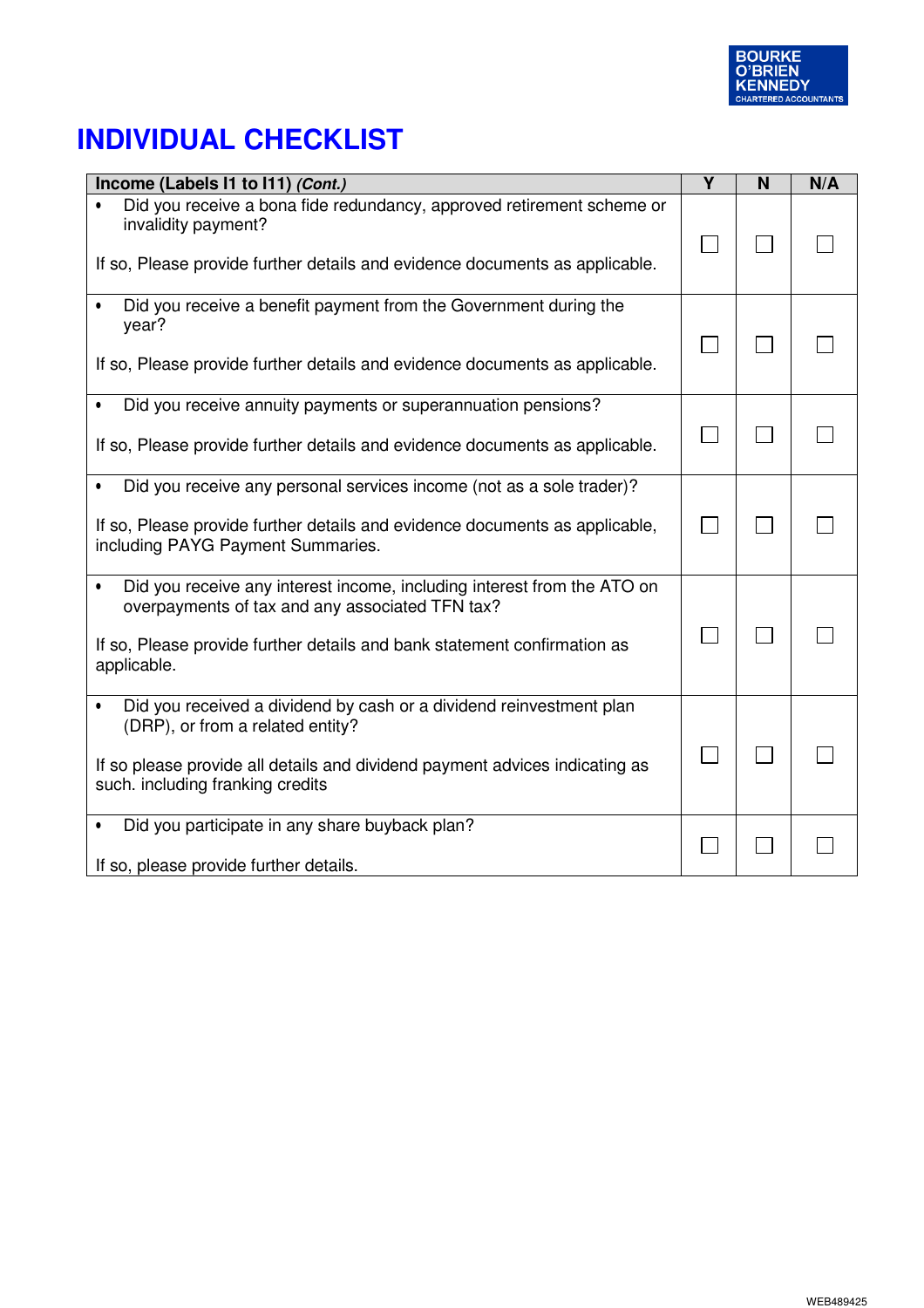# INDIVIDUAL CHECKLIST

| **Income (Labels I1 to I11)** ***(Cont.)*** | **Y** | **N** | **N/A** |
|---|---|---|---|
| • Did you receive a bona fide redundancy, approved retirement scheme or invalidity payment?<br><br>If so, Please provide further details and evidence documents as applicable. | ☐ | ☐ | ☐ |
| • Did you receive a benefit payment from the Government during the year?<br><br>If so, Please provide further details and evidence documents as applicable. | ☐ | ☐ | ☐ |
| • Did you receive annuity payments or superannuation pensions?<br><br>If so, Please provide further details and evidence documents as applicable. | ☐ | ☐ | ☐ |
| • Did you receive any personal services income (not as a sole trader)?<br><br>If so, Please provide further details and evidence documents as applicable, including PAYG Payment Summaries. | ☐ | ☐ | ☐ |
| • Did you receive any interest income, including interest from the ATO on overpayments of tax and any associated TFN tax?<br><br>If so, Please provide further details and bank statement confirmation as applicable. | ☐ | ☐ | ☐ |
| • Did you received a dividend by cash or a dividend reinvestment plan (DRP), or from a related entity?<br><br>If so please provide all details and dividend payment advices indicating as such. including franking credits | ☐ | ☐ | ☐ |
| • Did you participate in any share buyback plan?<br><br>If so, please provide further details. | ☐ | ☐ | ☐ |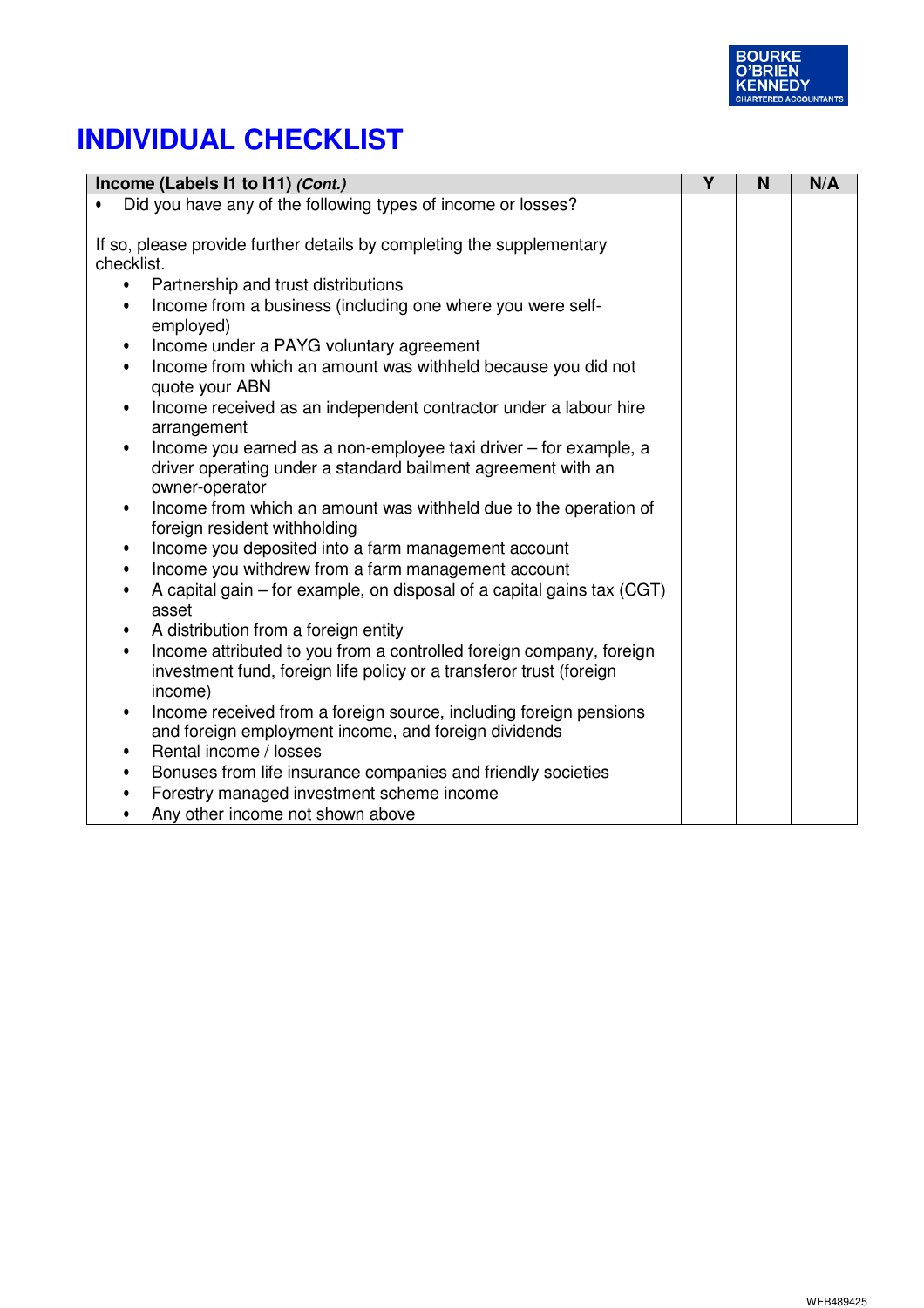# INDIVIDUAL CHECKLIST

| Income (Labels I1 to I11) *(Cont.)* | Y | N | N/A |
|---|---|---|---|
| • Did you have any of the following types of income or losses?<br><br>If so, please provide further details by completing the supplementary checklist.<br>• Partnership and trust distributions<br>• Income from a business (including one where you were self-employed)<br>• Income under a PAYG voluntary agreement<br>• Income from which an amount was withheld because you did not quote your ABN<br>• Income received as an independent contractor under a labour hire arrangement<br>• Income you earned as a non-employee taxi driver – for example, a driver operating under a standard bailment agreement with an owner-operator<br>• Income from which an amount was withheld due to the operation of foreign resident withholding<br>• Income you deposited into a farm management account<br>• Income you withdrew from a farm management account<br>• A capital gain – for example, on disposal of a capital gains tax (CGT) asset<br>• A distribution from a foreign entity<br>• Income attributed to you from a controlled foreign company, foreign investment fund, foreign life policy or a transferor trust (foreign income)<br>• Income received from a foreign source, including foreign pensions and foreign employment income, and foreign dividends<br>• Rental income / losses<br>• Bonuses from life insurance companies and friendly societies<br>• Forestry managed investment scheme income<br>• Any other income not shown above | | | |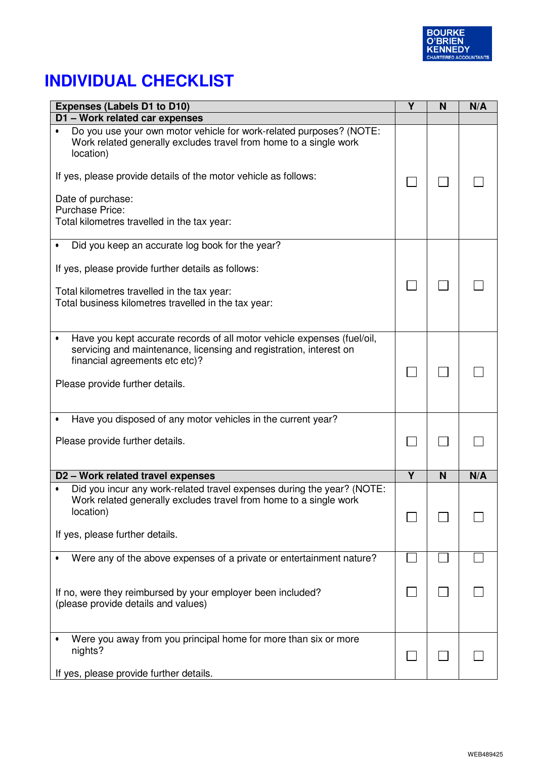BOURKE O'BRIEN KENNEDY CHARTERED ACCOUNTANTS

# INDIVIDUAL CHECKLIST

| Expenses (Labels D1 to D10) | Y | N | N/A |
|---|---|---|---|
| **D1 – Work related car expenses** | | | |
| • Do you use your own motor vehicle for work-related purposes? (NOTE: Work related generally excludes travel from home to a single work location)<br><br>If yes, please provide details of the motor vehicle as follows:<br><br>Date of purchase:<br>Purchase Price:<br>Total kilometres travelled in the tax year: | ☐ | ☐ | ☐ |
| • Did you keep an accurate log book for the year?<br><br>If yes, please provide further details as follows:<br><br>Total kilometres travelled in the tax year:<br>Total business kilometres travelled in the tax year: | ☐ | ☐ | ☐ |
| • Have you kept accurate records of all motor vehicle expenses (fuel/oil, servicing and maintenance, licensing and registration, interest on financial agreements etc etc)?<br><br>Please provide further details. | ☐ | ☐ | ☐ |
| • Have you disposed of any motor vehicles in the current year?<br><br>Please provide further details. | ☐ | ☐ | ☐ |
| **D2 – Work related travel expenses** | **Y** | **N** | **N/A** |
| • Did you incur any work-related travel expenses during the year? (NOTE: Work related generally excludes travel from home to a single work location)<br><br>If yes, please further details. | ☐ | ☐ | ☐ |
| • Were any of the above expenses of a private or entertainment nature? | ☐ | ☐ | ☐ |
| If no, were they reimbursed by your employer been included?<br>(please provide details and values) | ☐ | ☐ | ☐ |
| • Were you away from you principal home for more than six or more nights?<br><br>If yes, please provide further details. | ☐ | ☐ | ☐ |

WEB489425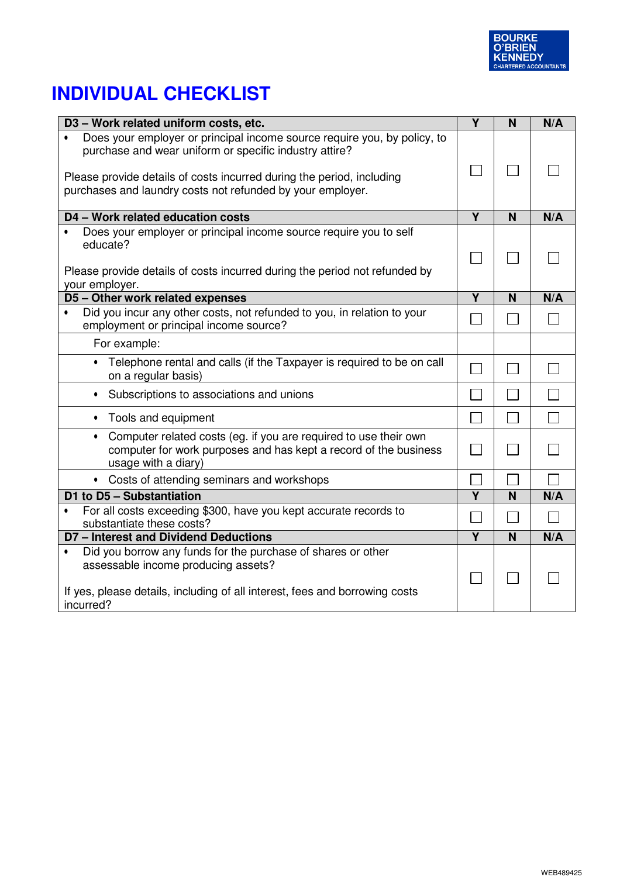BOURKE O'BRIEN KENNEDY
CHARTERED ACCOUNTANTS

# INDIVIDUAL CHECKLIST

| D3 – Work related uniform costs, etc. | Y | N | N/A |
|---|---|---|---|
| • Does your employer or principal income source require you, by policy, to purchase and wear uniform or specific industry attire?<br><br>Please provide details of costs incurred during the period, including purchases and laundry costs not refunded by your employer. | ☐ | ☐ | ☐ |
| **D4 – Work related education costs** | **Y** | **N** | **N/A** |
| • Does your employer or principal income source require you to self educate?<br><br>Please provide details of costs incurred during the period not refunded by your employer. | ☐ | ☐ | ☐ |
| **D5 – Other work related expenses** | **Y** | **N** | **N/A** |
| • Did you incur any other costs, not refunded to you, in relation to your employment or principal income source? | ☐ | ☐ | ☐ |
| For example: | | | |
| • Telephone rental and calls (if the Taxpayer is required to be on call on a regular basis) | ☐ | ☐ | ☐ |
| • Subscriptions to associations and unions | ☐ | ☐ | ☐ |
| • Tools and equipment | ☐ | ☐ | ☐ |
| • Computer related costs (eg. if you are required to use their own computer for work purposes and has kept a record of the business usage with a diary) | ☐ | ☐ | ☐ |
| • Costs of attending seminars and workshops | ☐ | ☐ | ☐ |
| **D1 to D5 – Substantiation** | **Y** | **N** | **N/A** |
| • For all costs exceeding $300, have you kept accurate records to substantiate these costs? | ☐ | ☐ | ☐ |
| **D7 – Interest and Dividend Deductions** | **Y** | **N** | **N/A** |
| • Did you borrow any funds for the purchase of shares or other assessable income producing assets?<br><br>If yes, please details, including of all interest, fees and borrowing costs incurred? | ☐ | ☐ | ☐ |

WEB489425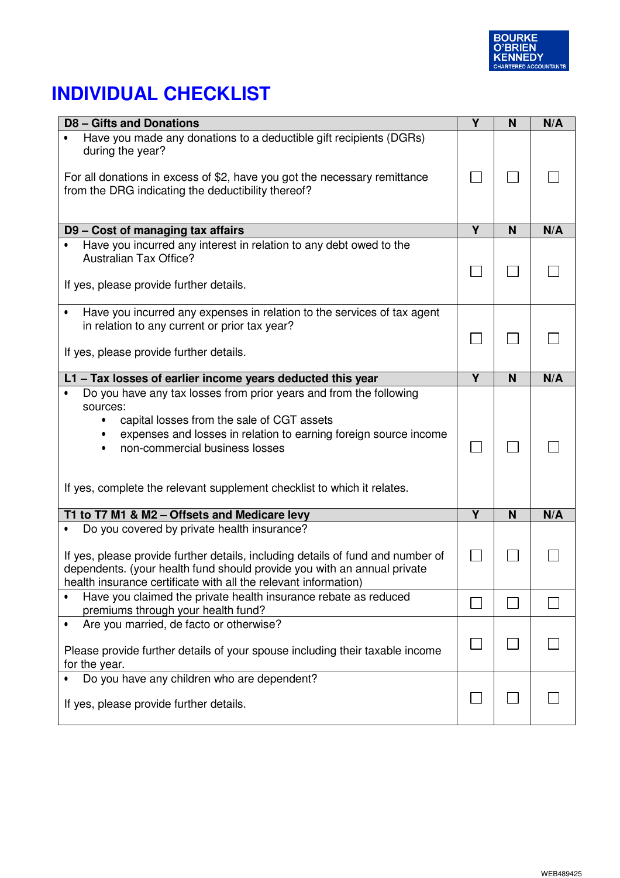BOURKE O'BRIEN KENNEDY CHARTERED ACCOUNTANTS

# INDIVIDUAL CHECKLIST

| D8 – Gifts and Donations | Y | N | N/A |
|---|---|---|---|
| • Have you made any donations to a deductible gift recipients (DGRs) during the year?<br><br>For all donations in excess of $2, have you got the necessary remittance from the DRG indicating the deductibility thereof? | ☐ | ☐ | ☐ |
| **D9 – Cost of managing tax affairs** | **Y** | **N** | **N/A** |
| • Have you incurred any interest in relation to any debt owed to the Australian Tax Office?<br><br>If yes, please provide further details. | ☐ | ☐ | ☐ |
| • Have you incurred any expenses in relation to the services of tax agent in relation to any current or prior tax year?<br><br>If yes, please provide further details. | ☐ | ☐ | ☐ |
| **L1 – Tax losses of earlier income years deducted this year** | **Y** | **N** | **N/A** |
| • Do you have any tax losses from prior years and from the following sources:<br>• capital losses from the sale of CGT assets<br>• expenses and losses in relation to earning foreign source income<br>• non-commercial business losses<br><br>If yes, complete the relevant supplement checklist to which it relates. | ☐ | ☐ | ☐ |
| **T1 to T7 M1 & M2 – Offsets and Medicare levy** | **Y** | **N** | **N/A** |
| • Do you covered by private health insurance?<br><br>If yes, please provide further details, including details of fund and number of dependents. (your health fund should provide you with an annual private health insurance certificate with all the relevant information) | ☐ | ☐ | ☐ |
| • Have you claimed the private health insurance rebate as reduced premiums through your health fund? | ☐ | ☐ | ☐ |
| • Are you married, de facto or otherwise?<br><br>Please provide further details of your spouse including their taxable income for the year. | ☐ | ☐ | ☐ |
| • Do you have any children who are dependent?<br><br>If yes, please provide further details. | ☐ | ☐ | ☐ |

WEB489425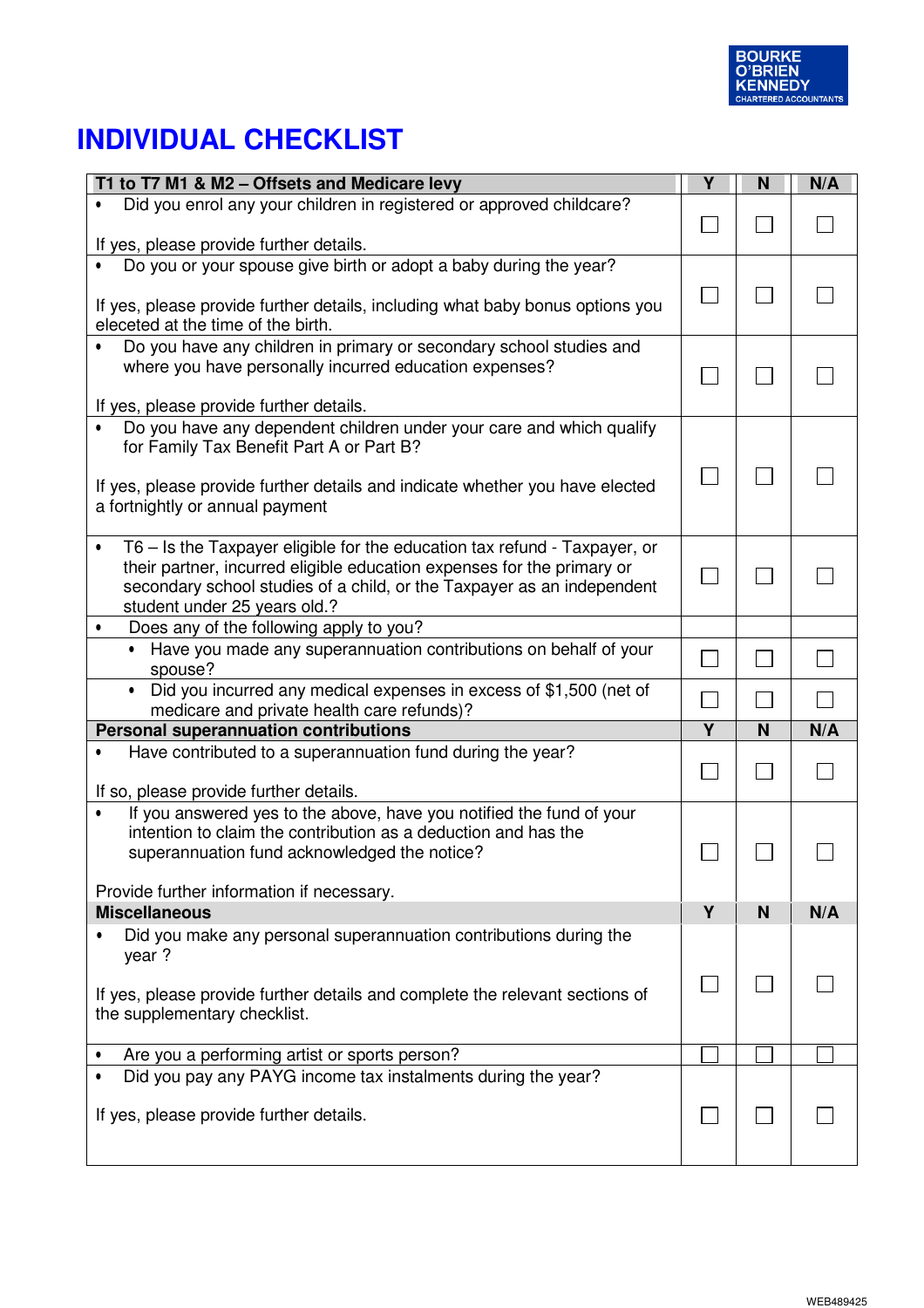# INDIVIDUAL CHECKLIST

| T1 to T7 M1 & M2 – Offsets and Medicare levy | Y | N | N/A |
|---|---|---|---|
| • Did you enrol any your children in registered or approved childcare?<br><br>If yes, please provide further details. | ☐ | ☐ | ☐ |
| • Do you or your spouse give birth or adopt a baby during the year?<br><br>If yes, please provide further details, including what baby bonus options you eleceted at the time of the birth. | ☐ | ☐ | ☐ |
| • Do you have any children in primary or secondary school studies and where you have personally incurred education expenses?<br><br>If yes, please provide further details. | ☐ | ☐ | ☐ |
| • Do you have any dependent children under your care and which qualify for Family Tax Benefit Part A or Part B?<br><br>If yes, please provide further details and indicate whether you have elected a fortnightly or annual payment | ☐ | ☐ | ☐ |
| • T6 – Is the Taxpayer eligible for the education tax refund - Taxpayer, or their partner, incurred eligible education expenses for the primary or secondary school studies of a child, or the Taxpayer as an independent student under 25 years old.? | ☐ | ☐ | ☐ |
| • Does any of the following apply to you? | | | |
| • Have you made any superannuation contributions on behalf of your spouse? | ☐ | ☐ | ☐ |
| • Did you incurred any medical expenses in excess of $1,500 (net of medicare and private health care refunds)? | ☐ | ☐ | ☐ |
| **Personal superannuation contributions** | **Y** | **N** | **N/A** |
| • Have contributed to a superannuation fund during the year?<br><br>If so, please provide further details. | ☐ | ☐ | ☐ |
| • If you answered yes to the above, have you notified the fund of your intention to claim the contribution as a deduction and has the superannuation fund acknowledged the notice?<br><br>Provide further information if necessary. | ☐ | ☐ | ☐ |
| **Miscellaneous** | **Y** | **N** | **N/A** |
| • Did you make any personal superannuation contributions during the year ?<br><br>If yes, please provide further details and complete the relevant sections of the supplementary checklist. | ☐ | ☐ | ☐ |
| • Are you a performing artist or sports person? | ☐ | ☐ | ☐ |
| • Did you pay any PAYG income tax instalments during the year?<br><br>If yes, please provide further details. | ☐ | ☐ | ☐ |